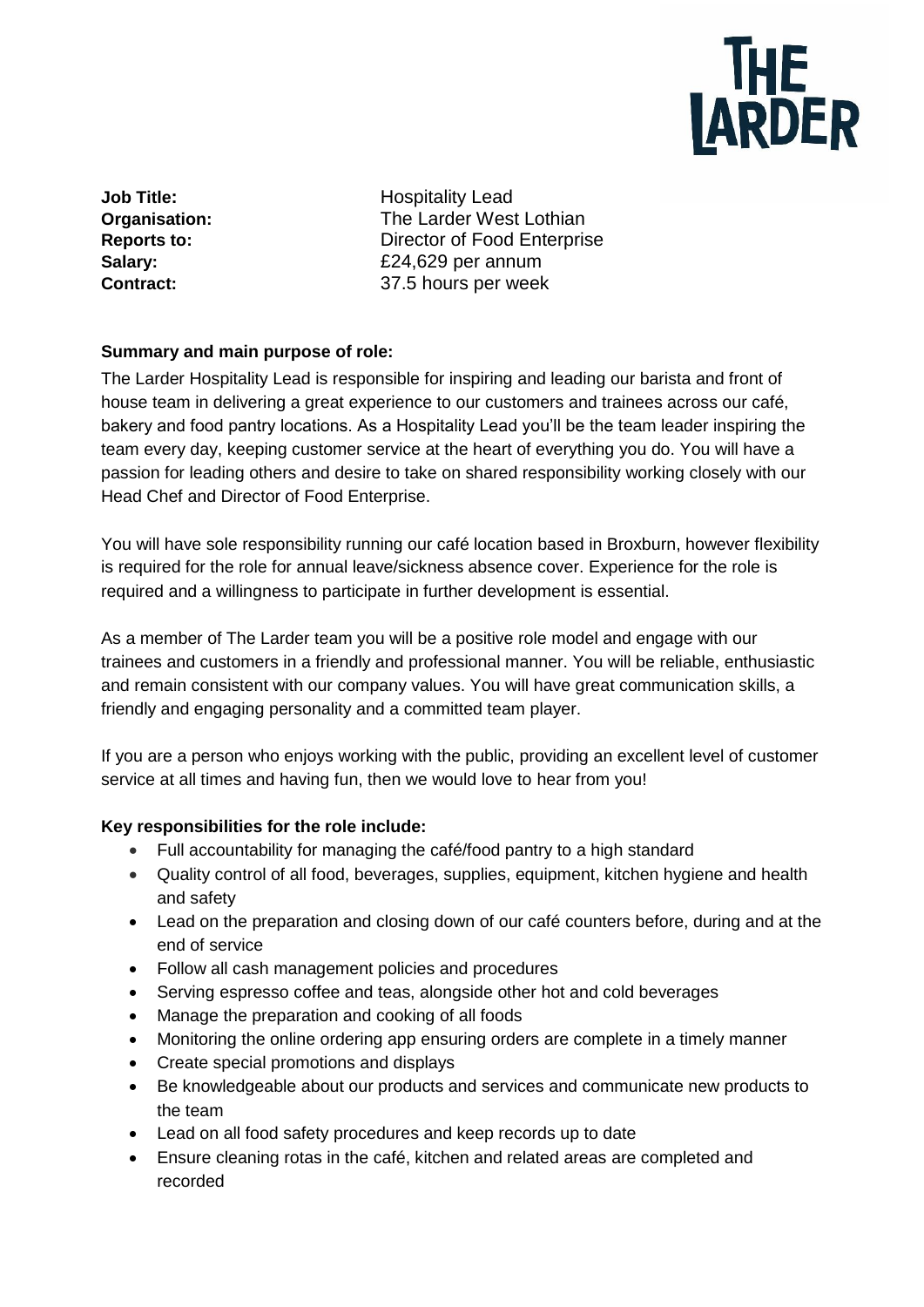THE LARDER

| | |
|---|---|
| **Job Title:** | Hospitality Lead |
| **Organisation:** | The Larder West Lothian |
| **Reports to:** | Director of Food Enterprise |
| **Salary:** | £24,629 per annum |
| **Contract:** | 37.5 hours per week |

**Summary and main purpose of role:**

The Larder Hospitality Lead is responsible for inspiring and leading our barista and front of house team in delivering a great experience to our customers and trainees across our café, bakery and food pantry locations. As a Hospitality Lead you'll be the team leader inspiring the team every day, keeping customer service at the heart of everything you do. You will have a passion for leading others and desire to take on shared responsibility working closely with our Head Chef and Director of Food Enterprise.

You will have sole responsibility running our café location based in Broxburn, however flexibility is required for the role for annual leave/sickness absence cover. Experience for the role is required and a willingness to participate in further development is essential.

As a member of The Larder team you will be a positive role model and engage with our trainees and customers in a friendly and professional manner. You will be reliable, enthusiastic and remain consistent with our company values. You will have great communication skills, a friendly and engaging personality and a committed team player.

If you are a person who enjoys working with the public, providing an excellent level of customer service at all times and having fun, then we would love to hear from you!

**Key responsibilities for the role include:**

- Full accountability for managing the café/food pantry to a high standard
- Quality control of all food, beverages, supplies, equipment, kitchen hygiene and health and safety
- Lead on the preparation and closing down of our café counters before, during and at the end of service
- Follow all cash management policies and procedures
- Serving espresso coffee and teas, alongside other hot and cold beverages
- Manage the preparation and cooking of all foods
- Monitoring the online ordering app ensuring orders are complete in a timely manner
- Create special promotions and displays
- Be knowledgeable about our products and services and communicate new products to the team
- Lead on all food safety procedures and keep records up to date
- Ensure cleaning rotas in the café, kitchen and related areas are completed and recorded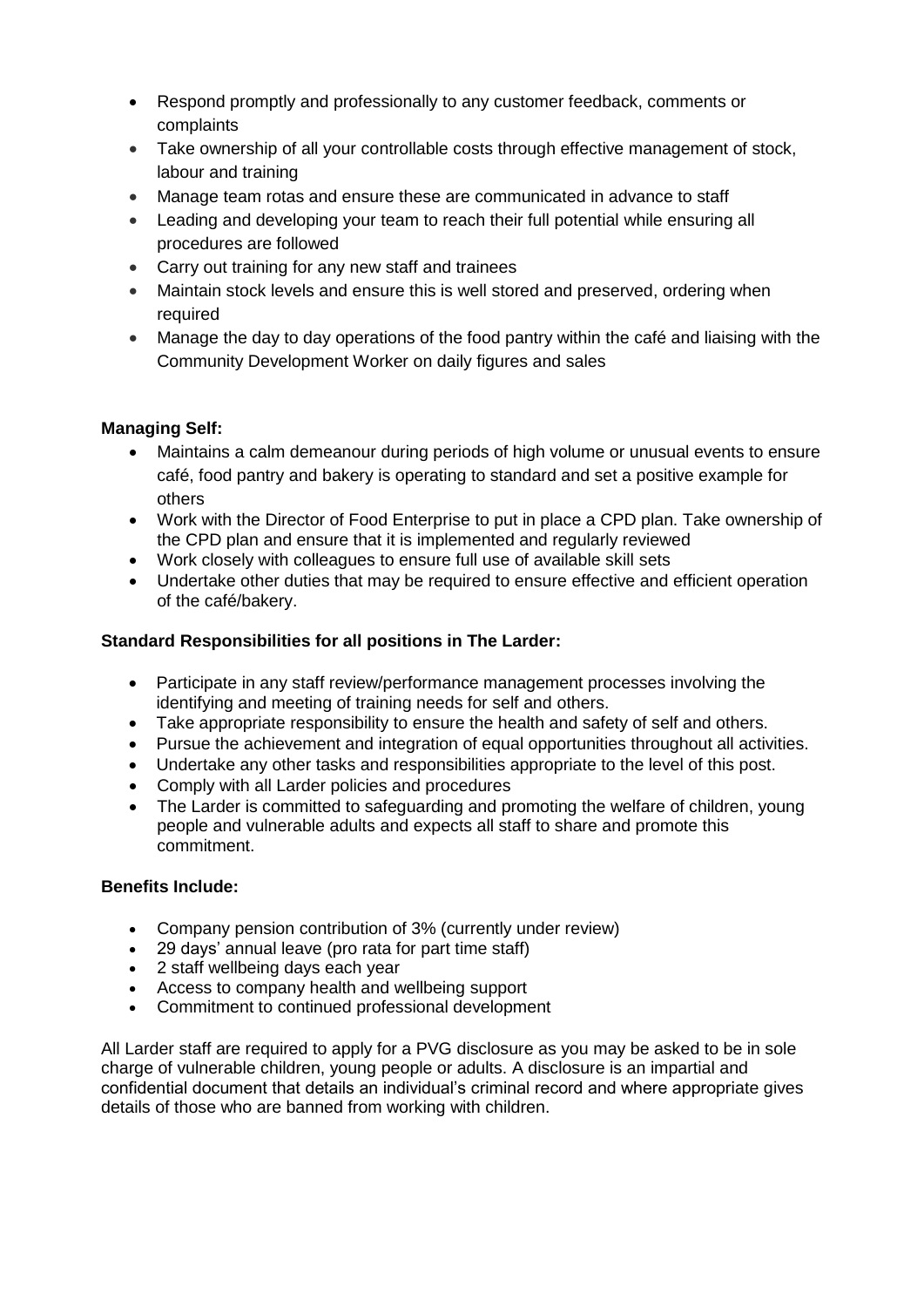- Respond promptly and professionally to any customer feedback, comments or complaints
- Take ownership of all your controllable costs through effective management of stock, labour and training
- Manage team rotas and ensure these are communicated in advance to staff
- Leading and developing your team to reach their full potential while ensuring all procedures are followed
- Carry out training for any new staff and trainees
- Maintain stock levels and ensure this is well stored and preserved, ordering when required
- Manage the day to day operations of the food pantry within the café and liaising with the Community Development Worker on daily figures and sales

**Managing Self:**

- Maintains a calm demeanour during periods of high volume or unusual events to ensure café, food pantry and bakery is operating to standard and set a positive example for others
- Work with the Director of Food Enterprise to put in place a CPD plan. Take ownership of the CPD plan and ensure that it is implemented and regularly reviewed
- Work closely with colleagues to ensure full use of available skill sets
- Undertake other duties that may be required to ensure effective and efficient operation of the café/bakery.

**Standard Responsibilities for all positions in The Larder:**

- Participate in any staff review/performance management processes involving the identifying and meeting of training needs for self and others.
- Take appropriate responsibility to ensure the health and safety of self and others.
- Pursue the achievement and integration of equal opportunities throughout all activities.
- Undertake any other tasks and responsibilities appropriate to the level of this post.
- Comply with all Larder policies and procedures
- The Larder is committed to safeguarding and promoting the welfare of children, young people and vulnerable adults and expects all staff to share and promote this commitment.

**Benefits Include:**

- Company pension contribution of 3% (currently under review)
- 29 days' annual leave (pro rata for part time staff)
- 2 staff wellbeing days each year
- Access to company health and wellbeing support
- Commitment to continued professional development

All Larder staff are required to apply for a PVG disclosure as you may be asked to be in sole charge of vulnerable children, young people or adults. A disclosure is an impartial and confidential document that details an individual's criminal record and where appropriate gives details of those who are banned from working with children.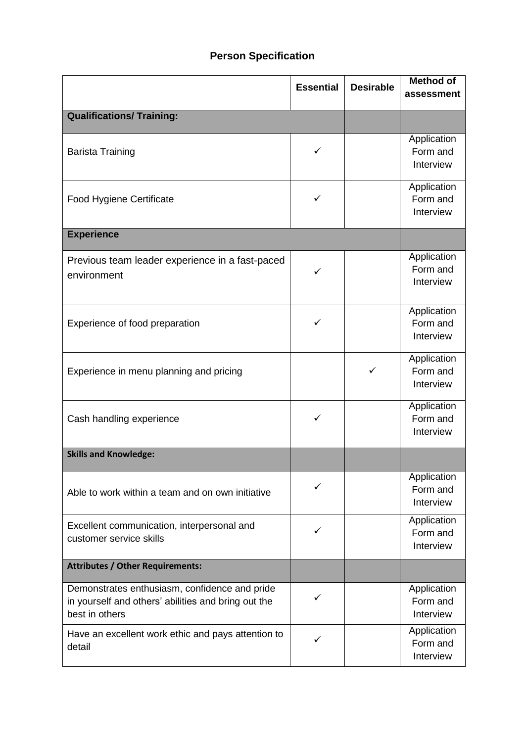# Person Specification

| | Essential | Desirable | Method of assessment |
|---|---|---|---|
| **Qualifications/ Training:** | | | |
| Barista Training | ✓ | | Application Form and Interview |
| Food Hygiene Certificate | ✓ | | Application Form and Interview |
| **Experience** | | | |
| Previous team leader experience in a fast-paced environment | ✓ | | Application Form and Interview |
| Experience of food preparation | ✓ | | Application Form and Interview |
| Experience in menu planning and pricing | | ✓ | Application Form and Interview |
| Cash handling experience | ✓ | | Application Form and Interview |
| **Skills and Knowledge:** | | | |
| Able to work within a team and on own initiative | ✓ | | Application Form and Interview |
| Excellent communication, interpersonal and customer service skills | ✓ | | Application Form and Interview |
| **Attributes / Other Requirements:** | | | |
| Demonstrates enthusiasm, confidence and pride in yourself and others' abilities and bring out the best in others | ✓ | | Application Form and Interview |
| Have an excellent work ethic and pays attention to detail | ✓ | | Application Form and Interview |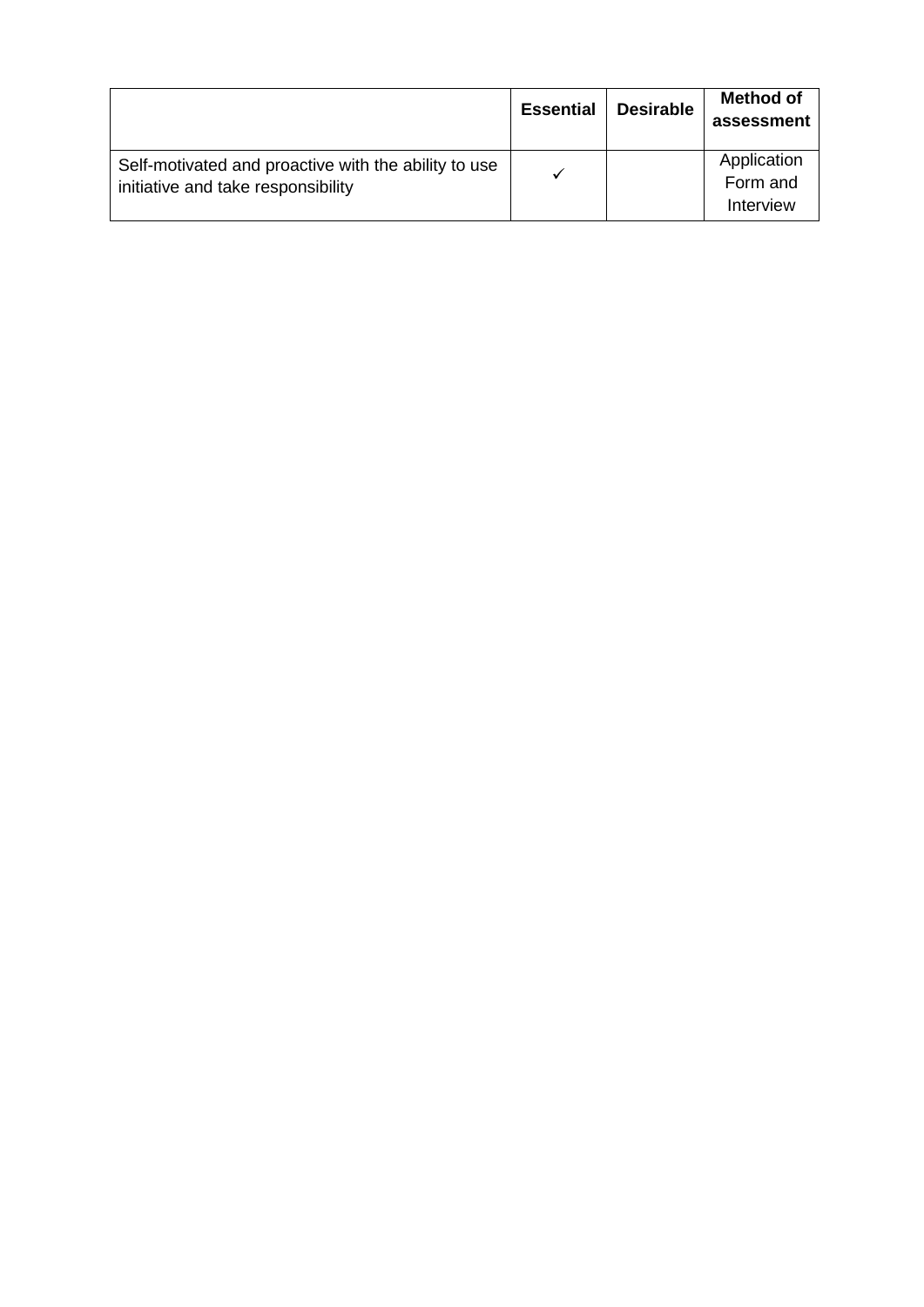| | Essential | Desirable | Method of assessment |
|---|---|---|---|
| Self-motivated and proactive with the ability to use initiative and take responsibility | ✓ | | Application Form and Interview |